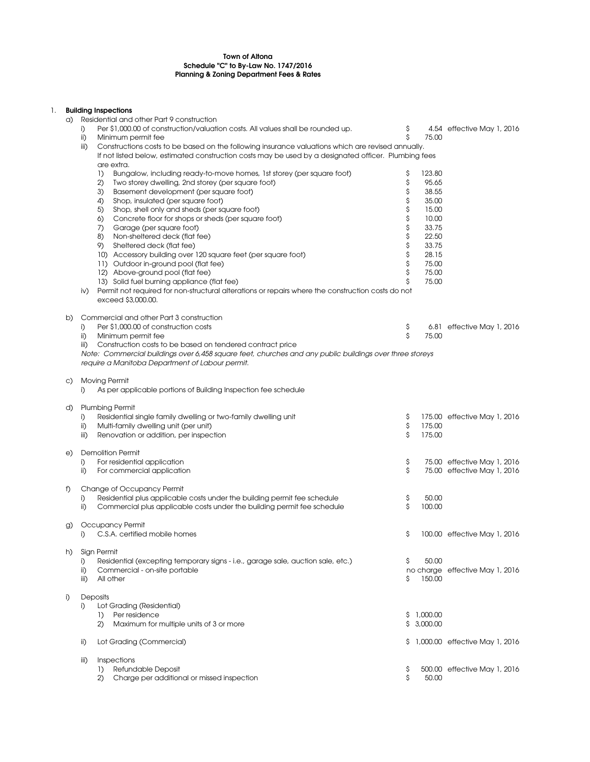**Town of Altona**
**Schedule "C" to By-Law No. 1747/2016**
**Planning & Zoning Department Fees & Rates**

1. **Building Inspections**
   a) Residential and other Part 9 construction
      i) Per $1,000.00 of construction/valuation costs. All values shall be rounded up. — $ 4.54 effective May 1, 2016
      ii) Minimum permit fee — $ 75.00
      iii) Constructions costs to be based on the following insurance valuations which are revised annually. If not listed below, estimated construction costs may be used by a designated officer. Plumbing fees are extra.
         1) Bungalow, including ready-to-move homes, 1st storey (per square foot) — $ 123.80
         2) Two storey dwelling, 2nd storey (per square foot) — $ 95.65
         3) Basement development (per square foot) — $ 38.55
         4) Shop, insulated (per square foot) — $ 35.00
         5) Shop, shell only and sheds (per square foot) — $ 15.00
         6) Concrete floor for shops or sheds (per square foot) — $ 10.00
         7) Garage (per square foot) — $ 33.75
         8) Non-sheltered deck (flat fee) — $ 22.50
         9) Sheltered deck (flat fee) — $ 33.75
         10) Accessory building over 120 square feet (per square foot) — $ 28.15
         11) Outdoor in-ground pool (flat fee) — $ 75.00
         12) Above-ground pool (flat fee) — $ 75.00
         13) Solid fuel burning appliance (flat fee) — $ 75.00
      iv) Permit not required for non-structural alterations or repairs where the construction costs do not exceed $3,000.00.

   b) Commercial and other Part 3 construction
      i) Per $1,000.00 of construction costs — $ 6.81 effective May 1, 2016
      ii) Minimum permit fee — $ 75.00
      iii) Construction costs to be based on tendered contract price

      *Note: Commercial buildings over 6,458 square feet, churches and any public buildings over three storeys require a Manitoba Department of Labour permit.*

   c) Moving Permit
      i) As per applicable portions of Building Inspection fee schedule

   d) Plumbing Permit
      i) Residential single family dwelling or two-family dwelling unit — $ 175.00 effective May 1, 2016
      ii) Multi-family dwelling unit (per unit) — $ 175.00
      iii) Renovation or addition, per inspection — $ 175.00

   e) Demolition Permit
      i) For residential application — $ 75.00 effective May 1, 2016
      ii) For commercial application — $ 75.00 effective May 1, 2016

   f) Change of Occupancy Permit
      i) Residential plus applicable costs under the building permit fee schedule — $ 50.00
      ii) Commercial plus applicable costs under the building permit fee schedule — $ 100.00

   g) Occupancy Permit
      i) C.S.A. certified mobile homes — $ 100.00 effective May 1, 2016

   h) Sign Permit
      i) Residential (excepting temporary signs - i.e., garage sale, auction sale, etc.) — $ 50.00
      ii) Commercial - on-site portable — no charge effective May 1, 2016
      iii) All other — $ 150.00

   i) Deposits
      i) Lot Grading (Residential)
         1) Per residence — $ 1,000.00
         2) Maximum for multiple units of 3 or more — $ 3,000.00

      ii) Lot Grading (Commercial) — $ 1,000.00 effective May 1, 2016

      iii) Inspections
         1) Refundable Deposit — $ 500.00 effective May 1, 2016
         2) Charge per additional or missed inspection — $ 50.00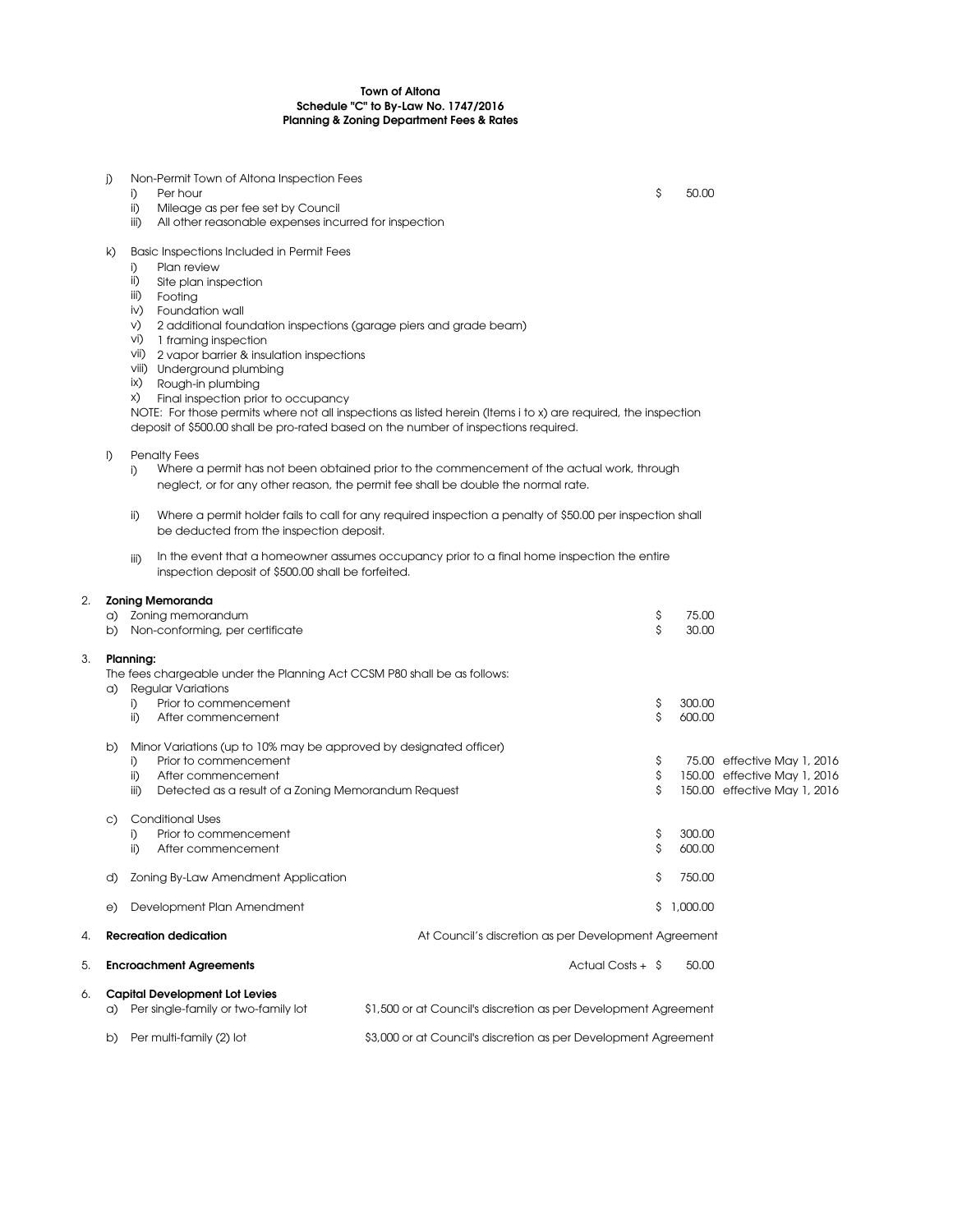**Town of Altona**
**Schedule "C" to By-Law No. 1747/2016**
**Planning & Zoning Department Fees & Rates**

j) Non-Permit Town of Altona Inspection Fees
   i) Per hour — $ 50.00
   ii) Mileage as per fee set by Council
   iii) All other reasonable expenses incurred for inspection

k) Basic Inspections Included in Permit Fees
   i) Plan review
   ii) Site plan inspection
   iii) Footing
   iv) Foundation wall
   v) 2 additional foundation inspections (garage piers and grade beam)
   vi) 1 framing inspection
   vii) 2 vapor barrier & insulation inspections
   viii) Underground plumbing
   ix) Rough-in plumbing
   x) Final inspection prior to occupancy

   NOTE: For those permits where not all inspections as listed herein (Items i to x) are required, the inspection deposit of $500.00 shall be pro-rated based on the number of inspections required.

l) Penalty Fees
   i) Where a permit has not been obtained prior to the commencement of the actual work, through neglect, or for any other reason, the permit fee shall be double the normal rate.

   ii) Where a permit holder fails to call for any required inspection a penalty of $50.00 per inspection shall be deducted from the inspection deposit.

   iii) In the event that a homeowner assumes occupancy prior to a final home inspection the entire inspection deposit of $500.00 shall be forfeited.

2. **Zoning Memoranda**
   a) Zoning memorandum — $ 75.00
   b) Non-conforming, per certificate — $ 30.00

3. **Planning:**
   The fees chargeable under the Planning Act CCSM P80 shall be as follows:
   a) Regular Variations
      i) Prior to commencement — $ 300.00
      ii) After commencement — $ 600.00

   b) Minor Variations (up to 10% may be approved by designated officer)
      i) Prior to commencement — $ 75.00 effective May 1, 2016
      ii) After commencement — $ 150.00 effective May 1, 2016
      iii) Detected as a result of a Zoning Memorandum Request — $ 150.00 effective May 1, 2016

   c) Conditional Uses
      i) Prior to commencement — $ 300.00
      ii) After commencement — $ 600.00

   d) Zoning By-Law Amendment Application — $ 750.00

   e) Development Plan Amendment — $ 1,000.00

4. **Recreation dedication** — At Council's discretion as per Development Agreement

5. **Encroachment Agreements** — Actual Costs + $ 50.00

6. **Capital Development Lot Levies**
   a) Per single-family or two-family lot — $1,500 or at Council's discretion as per Development Agreement

   b) Per multi-family (2) lot — $3,000 or at Council's discretion as per Development Agreement